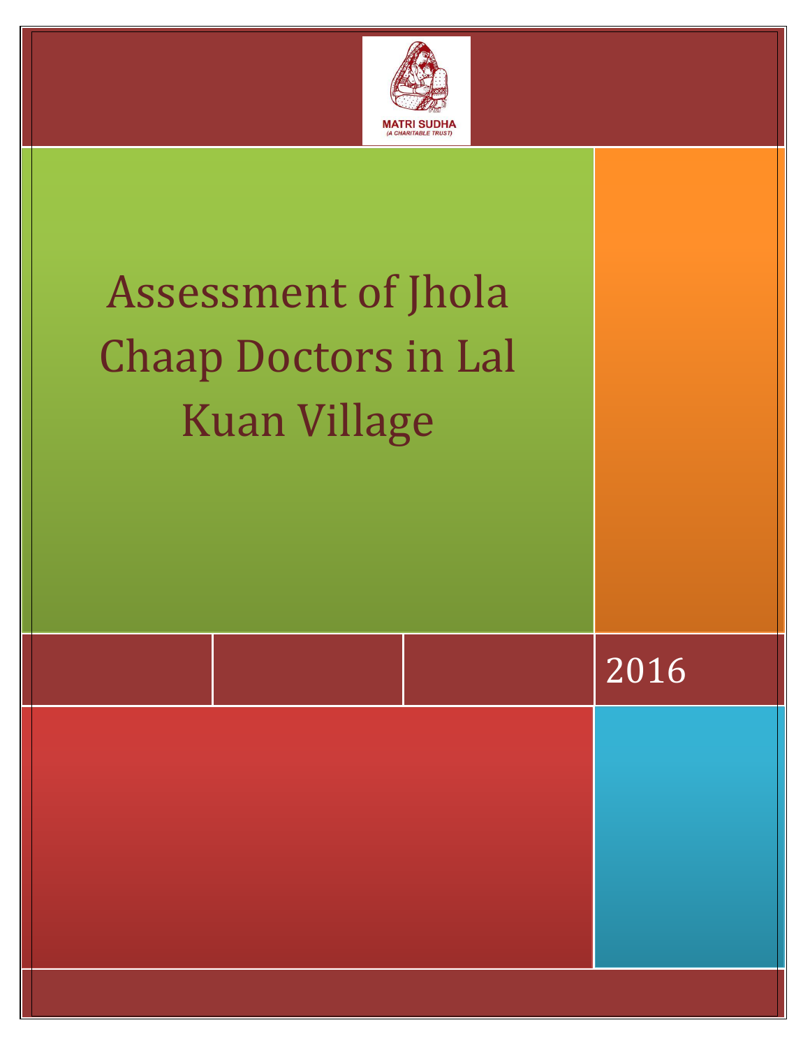MATRI SUDHA
(A CHARITABLE TRUST)

# Assessment of Jhola Chaap Doctors in Lal Kuan Village

2016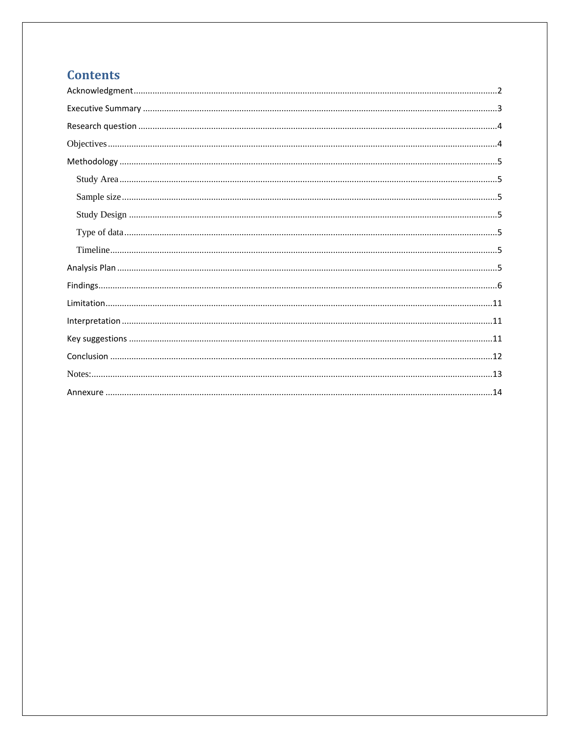# Contents

Acknowledgment ........................................................................................................................................2

Executive Summary ....................................................................................................................................3

Research question ......................................................................................................................................4

Objectives ...................................................................................................................................................4

Methodology ..............................................................................................................................................5

- Study Area ...............................................................................................................................................5
- Sample size ..............................................................................................................................................5
- Study Design ...........................................................................................................................................5
- Type of data .............................................................................................................................................5
- Timeline ...................................................................................................................................................5

Analysis Plan ..............................................................................................................................................5

Findings .......................................................................................................................................................6

Limitation ..................................................................................................................................................11

Interpretation ...........................................................................................................................................11

Key suggestions ........................................................................................................................................11

Conclusion ................................................................................................................................................12

Notes: .......................................................................................................................................................13

Annexure .................................................................................................................................................14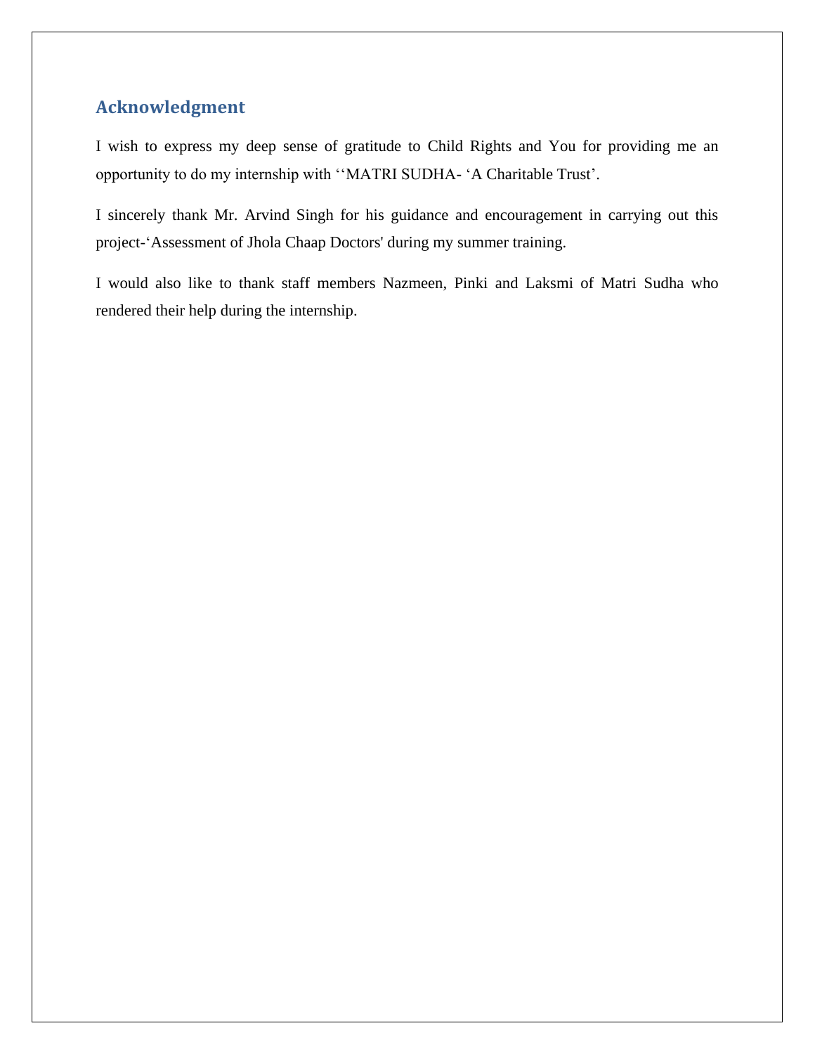## Acknowledgment

I wish to express my deep sense of gratitude to Child Rights and You for providing me an opportunity to do my internship with ‘‘MATRI SUDHA- ‘A Charitable Trust’.

I sincerely thank Mr. Arvind Singh for his guidance and encouragement in carrying out this project-‘Assessment of Jhola Chaap Doctors' during my summer training.

I would also like to thank staff members Nazmeen, Pinki and Laksmi of Matri Sudha who rendered their help during the internship.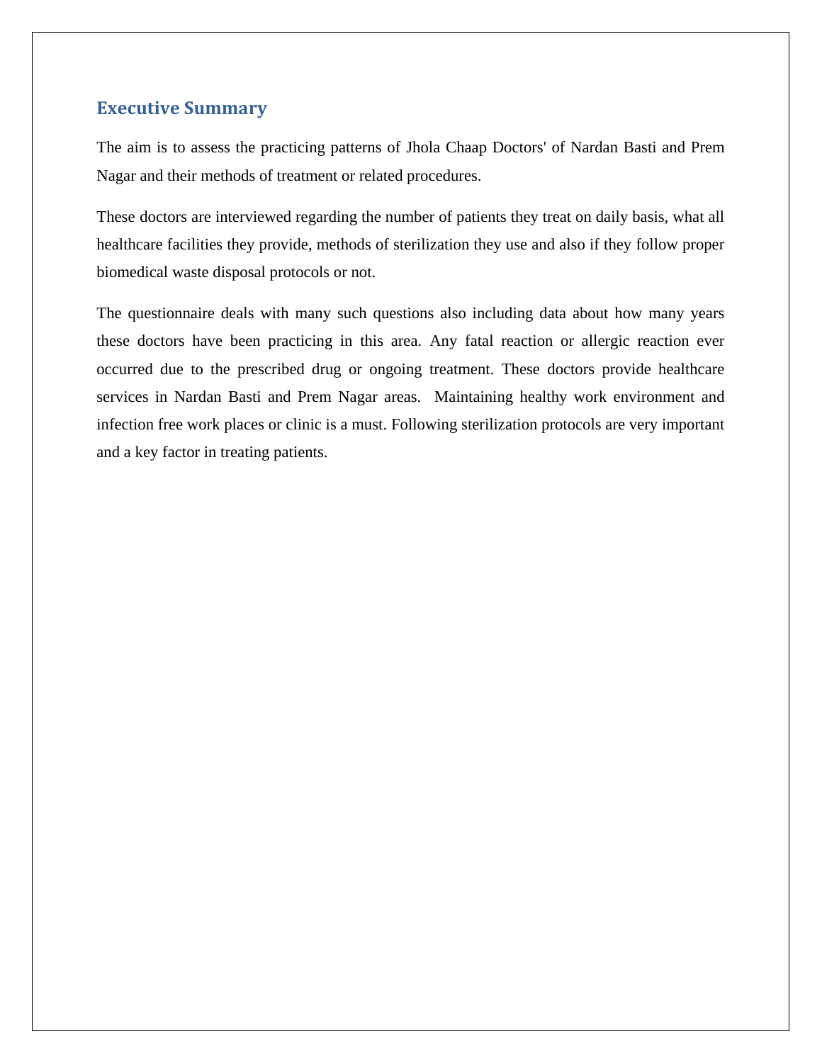## Executive Summary

The aim is to assess the practicing patterns of Jhola Chaap Doctors' of Nardan Basti and Prem Nagar and their methods of treatment or related procedures.

These doctors are interviewed regarding the number of patients they treat on daily basis, what all healthcare facilities they provide, methods of sterilization they use and also if they follow proper biomedical waste disposal protocols or not.

The questionnaire deals with many such questions also including data about how many years these doctors have been practicing in this area. Any fatal reaction or allergic reaction ever occurred due to the prescribed drug or ongoing treatment. These doctors provide healthcare services in Nardan Basti and Prem Nagar areas. Maintaining healthy work environment and infection free work places or clinic is a must. Following sterilization protocols are very important and a key factor in treating patients.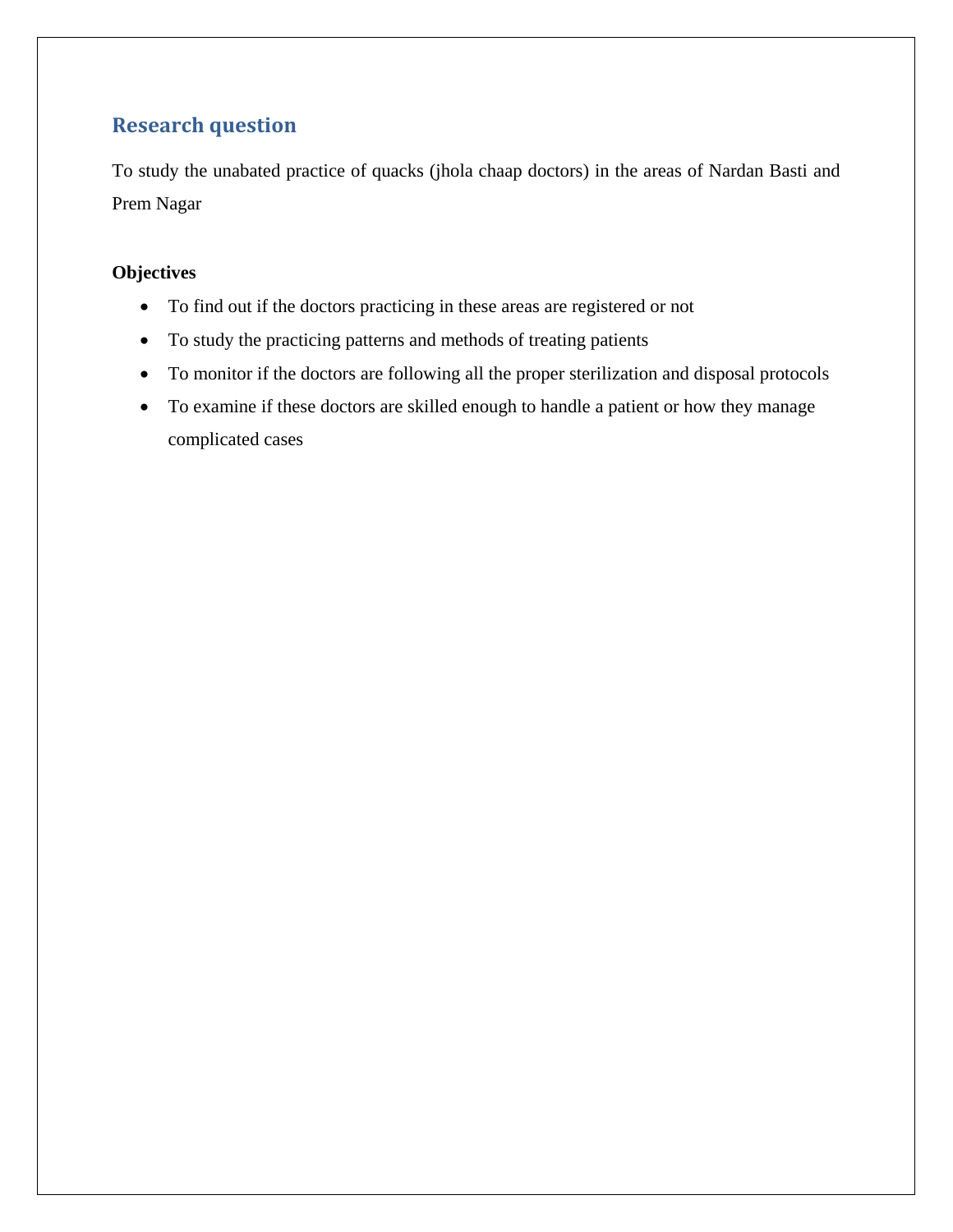## Research question

To study the unabated practice of quacks (jhola chaap doctors) in the areas of Nardan Basti and Prem Nagar

**Objectives**

- To find out if the doctors practicing in these areas are registered or not
- To study the practicing patterns and methods of treating patients
- To monitor if the doctors are following all the proper sterilization and disposal protocols
- To examine if these doctors are skilled enough to handle a patient or how they manage complicated cases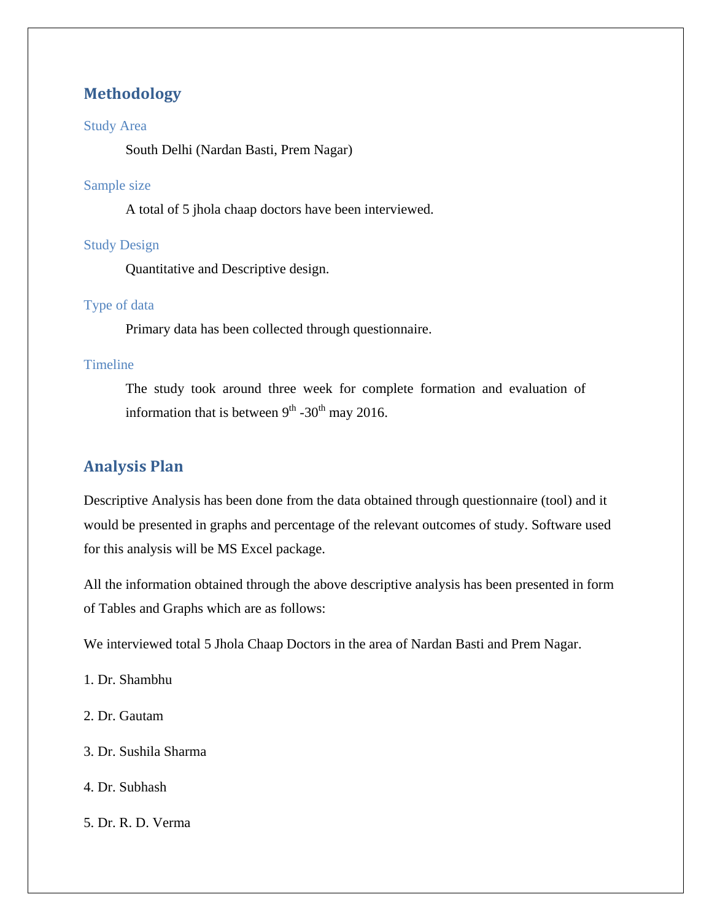## Methodology

### Study Area

South Delhi (Nardan Basti, Prem Nagar)

### Sample size

A total of 5 jhola chaap doctors have been interviewed.

### Study Design

Quantitative and Descriptive design.

### Type of data

Primary data has been collected through questionnaire.

### Timeline

The study took around three week for complete formation and evaluation of information that is between 9th -30th may 2016.

## Analysis Plan

Descriptive Analysis has been done from the data obtained through questionnaire (tool) and it would be presented in graphs and percentage of the relevant outcomes of study. Software used for this analysis will be MS Excel package.

All the information obtained through the above descriptive analysis has been presented in form of Tables and Graphs which are as follows:

We interviewed total 5 Jhola Chaap Doctors in the area of Nardan Basti and Prem Nagar.

1. Dr. Shambhu
2. Dr. Gautam
3. Dr. Sushila Sharma
4. Dr. Subhash
5. Dr. R. D. Verma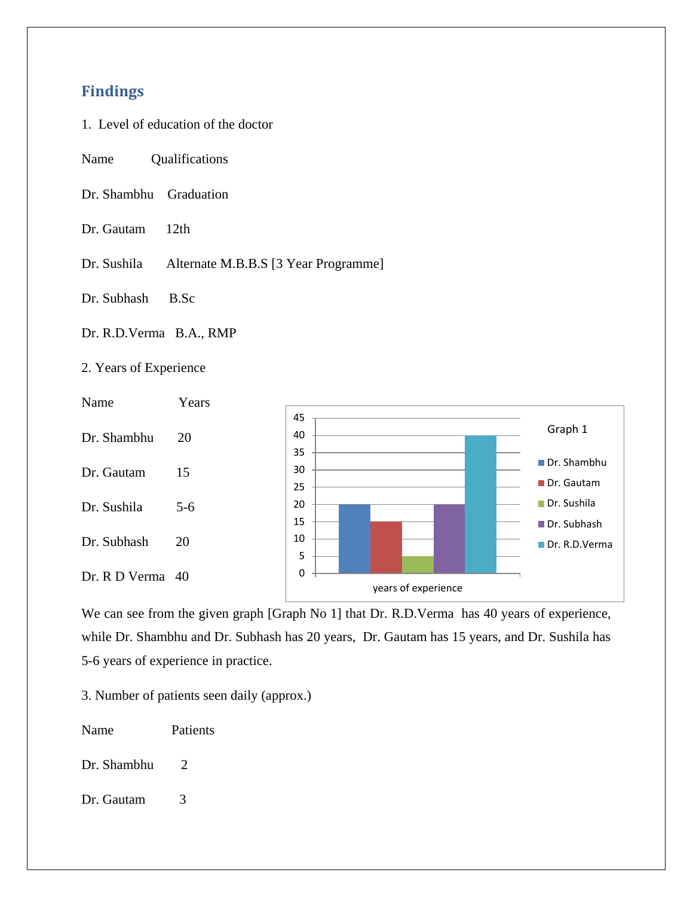## Findings

1. Level of education of the doctor

| Name | Qualifications |
|---|---|
| Dr. Shambhu | Graduation |
| Dr. Gautam | 12th |
| Dr. Sushila | Alternate M.B.B.S [3 Year Programme] |
| Dr. Subhash | B.Sc |
| Dr. R.D.Verma | B.A., RMP |

2. Years of Experience

| Name | Years |
|---|---|
| Dr. Shambhu | 20 |
| Dr. Gautam | 15 |
| Dr. Sushila | 5-6 |
| Dr. Subhash | 20 |
| Dr. R D Verma | 40 |

We can see from the given graph [Graph No 1] that Dr. R.D.Verma has 40 years of experience, while Dr. Shambhu and Dr. Subhash has 20 years, Dr. Gautam has 15 years, and Dr. Sushila has 5-6 years of experience in practice.

3. Number of patients seen daily (approx.)

| Name | Patients |
|---|---|
| Dr. Shambhu | 2 |
| Dr. Gautam | 3 |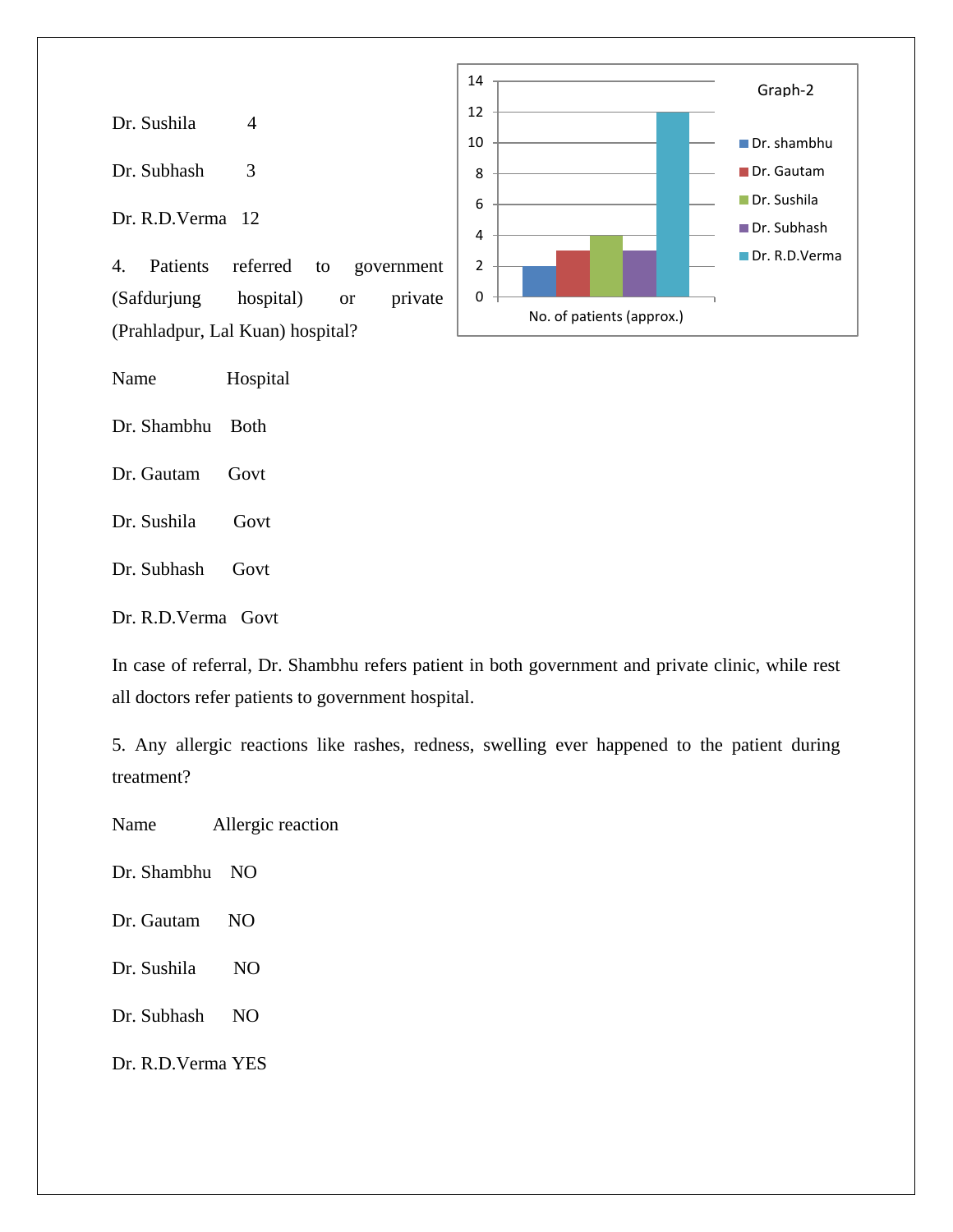Dr. Sushila 4

Dr. Subhash 3

Dr. R.D.Verma 12

4. Patients referred to government (Safdurjung hospital) or private (Prahladpur, Lal Kuan) hospital?

| Name | Hospital |
|---|---|
| Dr. Shambhu | Both |
| Dr. Gautam | Govt |
| Dr. Sushila | Govt |
| Dr. Subhash | Govt |
| Dr. R.D.Verma | Govt |

In case of referral, Dr. Shambhu refers patient in both government and private clinic, while rest all doctors refer patients to government hospital.

5. Any allergic reactions like rashes, redness, swelling ever happened to the patient during treatment?

| Name | Allergic reaction |
|---|---|
| Dr. Shambhu | NO |
| Dr. Gautam | NO |
| Dr. Sushila | NO |
| Dr. Subhash | NO |
| Dr. R.D.Verma | YES |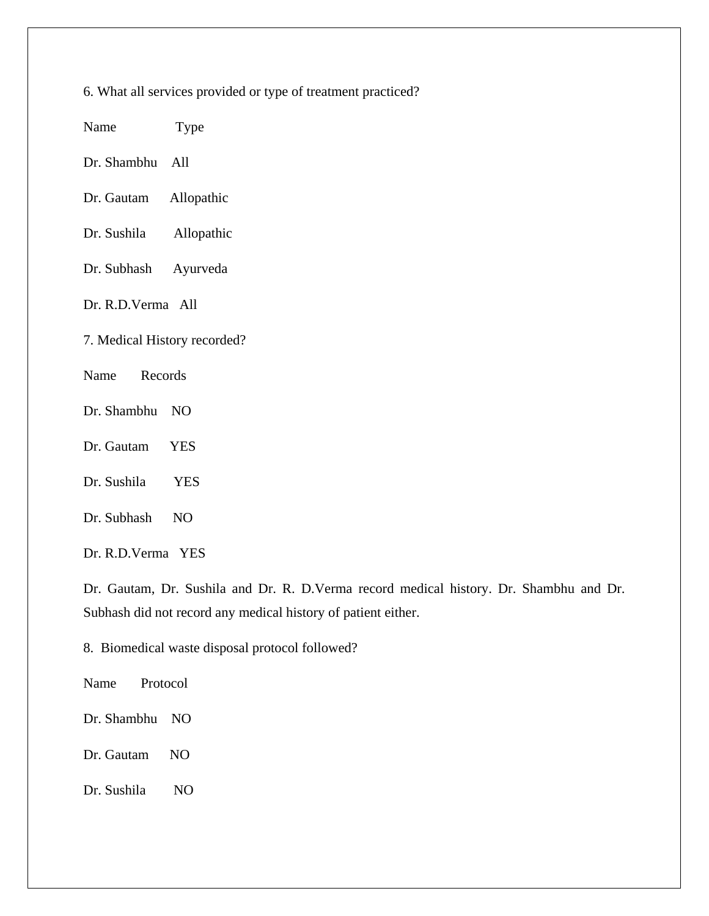6. What all services provided or type of treatment practiced?

| Name | Type |
|---|---|
| Dr. Shambhu | All |
| Dr. Gautam | Allopathic |
| Dr. Sushila | Allopathic |
| Dr. Subhash | Ayurveda |
| Dr. R.D.Verma | All |

7. Medical History recorded?

| Name | Records |
|---|---|
| Dr. Shambhu | NO |
| Dr. Gautam | YES |
| Dr. Sushila | YES |
| Dr. Subhash | NO |
| Dr. R.D.Verma | YES |

Dr. Gautam, Dr. Sushila and Dr. R. D.Verma record medical history. Dr. Shambhu and Dr. Subhash did not record any medical history of patient either.

8. Biomedical waste disposal protocol followed?

| Name | Protocol |
|---|---|
| Dr. Shambhu | NO |
| Dr. Gautam | NO |
| Dr. Sushila | NO |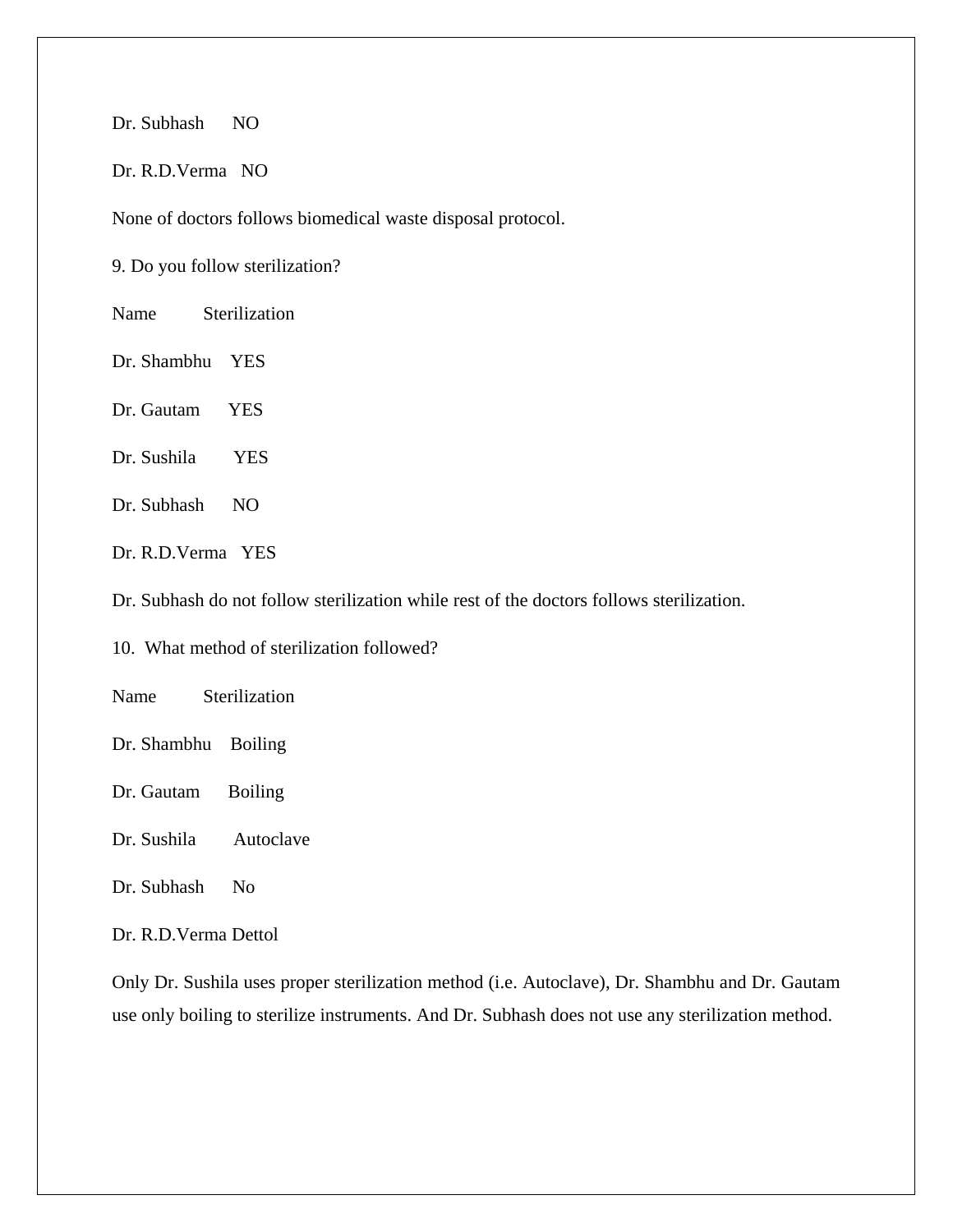Dr. Subhash NO

Dr. R.D.Verma NO

None of doctors follows biomedical waste disposal protocol.

9. Do you follow sterilization?

| Name | Sterilization |
|---|---|
| Dr. Shambhu | YES |
| Dr. Gautam | YES |
| Dr. Sushila | YES |
| Dr. Subhash | NO |
| Dr. R.D.Verma | YES |

Dr. Subhash do not follow sterilization while rest of the doctors follows sterilization.

10. What method of sterilization followed?

| Name | Sterilization |
|---|---|
| Dr. Shambhu | Boiling |
| Dr. Gautam | Boiling |
| Dr. Sushila | Autoclave |
| Dr. Subhash | No |
| Dr. R.D.Verma | Dettol |

Only Dr. Sushila uses proper sterilization method (i.e. Autoclave), Dr. Shambhu and Dr. Gautam use only boiling to sterilize instruments. And Dr. Subhash does not use any sterilization method.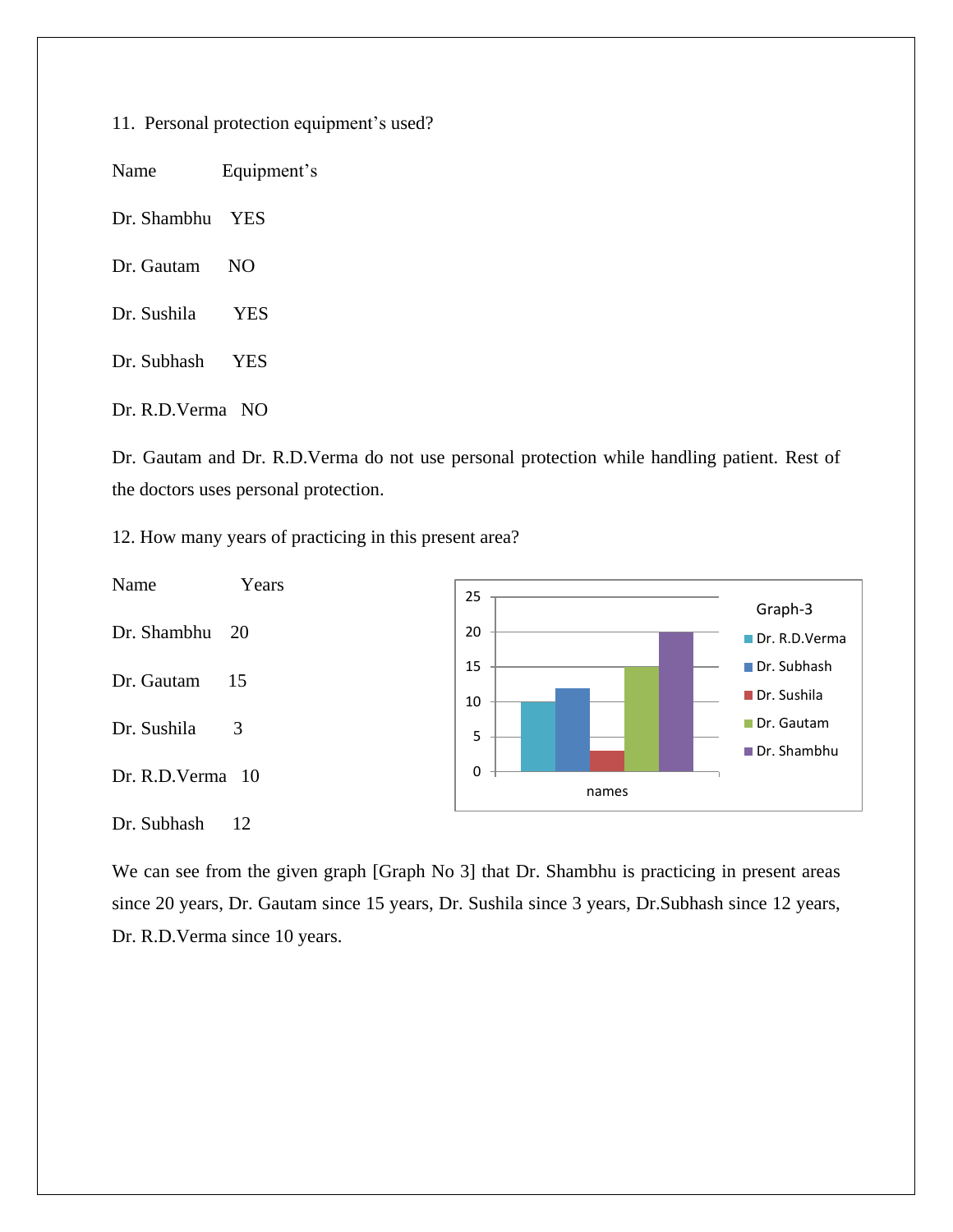11. Personal protection equipment's used?

| Name | Equipment's |
|---|---|
| Dr. Shambhu | YES |
| Dr. Gautam | NO |
| Dr. Sushila | YES |
| Dr. Subhash | YES |
| Dr. R.D.Verma | NO |

Dr. Gautam and Dr. R.D.Verma do not use personal protection while handling patient. Rest of the doctors uses personal protection.

12. How many years of practicing in this present area?

| Name | Years |
|---|---|
| Dr. Shambhu | 20 |
| Dr. Gautam | 15 |
| Dr. Sushila | 3 |
| Dr. R.D.Verma | 10 |
| Dr. Subhash | 12 |

Graph-3

We can see from the given graph [Graph No 3] that Dr. Shambhu is practicing in present areas since 20 years, Dr. Gautam since 15 years, Dr. Sushila since 3 years, Dr.Subhash since 12 years, Dr. R.D.Verma since 10 years.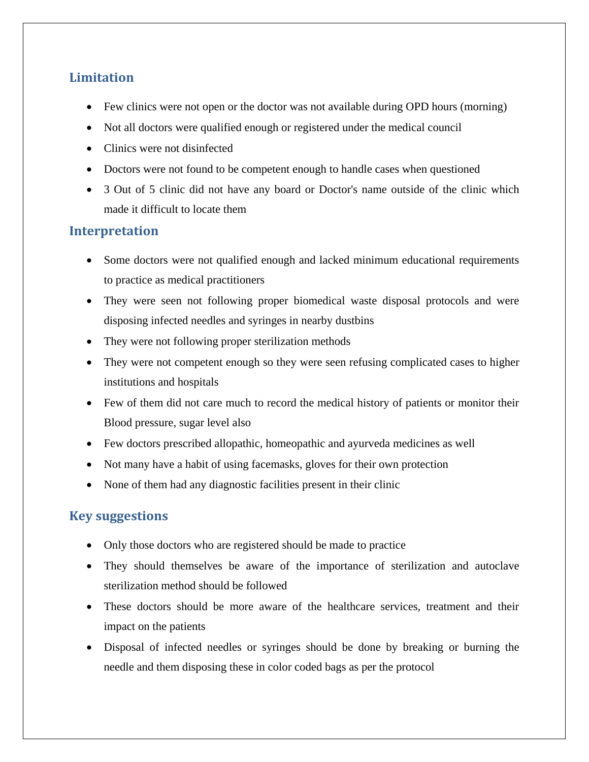## Limitation

- Few clinics were not open or the doctor was not available during OPD hours (morning)
- Not all doctors were qualified enough or registered under the medical council
- Clinics were not disinfected
- Doctors were not found to be competent enough to handle cases when questioned
- 3 Out of 5 clinic did not have any board or Doctor's name outside of the clinic which made it difficult to locate them

## Interpretation

- Some doctors were not qualified enough and lacked minimum educational requirements to practice as medical practitioners
- They were seen not following proper biomedical waste disposal protocols and were disposing infected needles and syringes in nearby dustbins
- They were not following proper sterilization methods
- They were not competent enough so they were seen refusing complicated cases to higher institutions and hospitals
- Few of them did not care much to record the medical history of patients or monitor their Blood pressure, sugar level also
- Few doctors prescribed allopathic, homeopathic and ayurveda medicines as well
- Not many have a habit of using facemasks, gloves for their own protection
- None of them had any diagnostic facilities present in their clinic

## Key suggestions

- Only those doctors who are registered should be made to practice
- They should themselves be aware of the importance of sterilization and autoclave sterilization method should be followed
- These doctors should be more aware of the healthcare services, treatment and their impact on the patients
- Disposal of infected needles or syringes should be done by breaking or burning the needle and them disposing these in color coded bags as per the protocol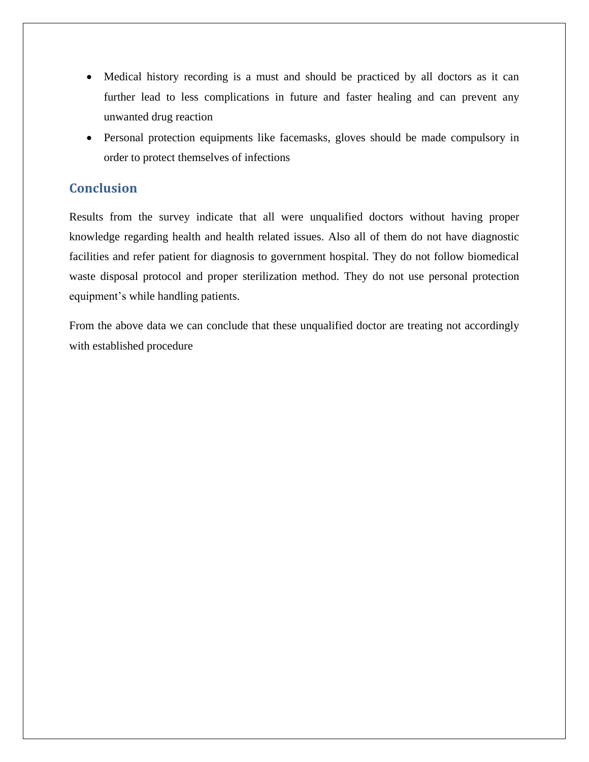- Medical history recording is a must and should be practiced by all doctors as it can further lead to less complications in future and faster healing and can prevent any unwanted drug reaction
- Personal protection equipments like facemasks, gloves should be made compulsory in order to protect themselves of infections

## Conclusion

Results from the survey indicate that all were unqualified doctors without having proper knowledge regarding health and health related issues. Also all of them do not have diagnostic facilities and refer patient for diagnosis to government hospital. They do not follow biomedical waste disposal protocol and proper sterilization method. They do not use personal protection equipment's while handling patients.

From the above data we can conclude that these unqualified doctor are treating not accordingly with established procedure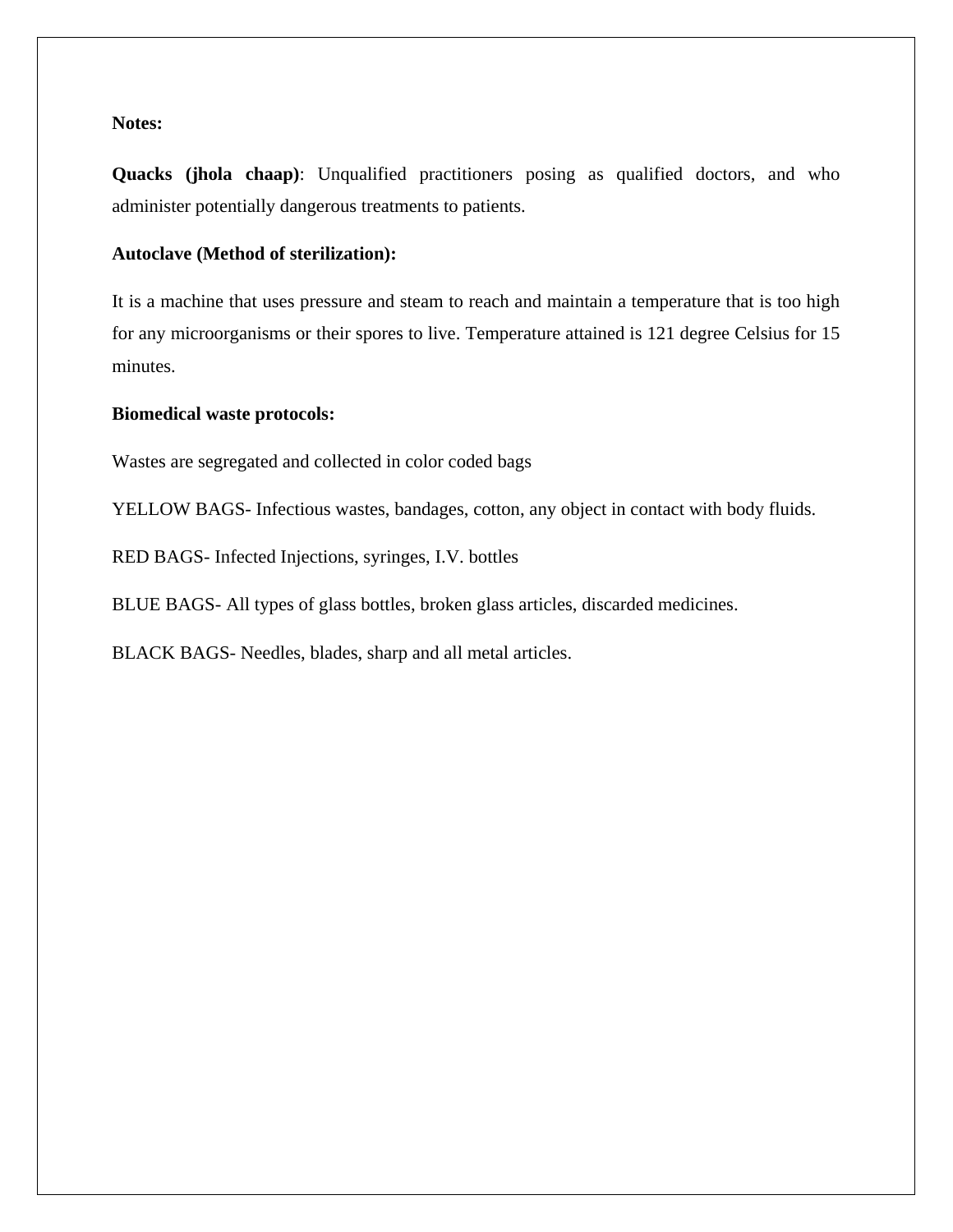**Notes:**

**Quacks (jhola chaap)**: Unqualified practitioners posing as qualified doctors, and who administer potentially dangerous treatments to patients.

**Autoclave (Method of sterilization):**

It is a machine that uses pressure and steam to reach and maintain a temperature that is too high for any microorganisms or their spores to live. Temperature attained is 121 degree Celsius for 15 minutes.

**Biomedical waste protocols:**

Wastes are segregated and collected in color coded bags

YELLOW BAGS- Infectious wastes, bandages, cotton, any object in contact with body fluids.

RED BAGS- Infected Injections, syringes, I.V. bottles

BLUE BAGS- All types of glass bottles, broken glass articles, discarded medicines.

BLACK BAGS- Needles, blades, sharp and all metal articles.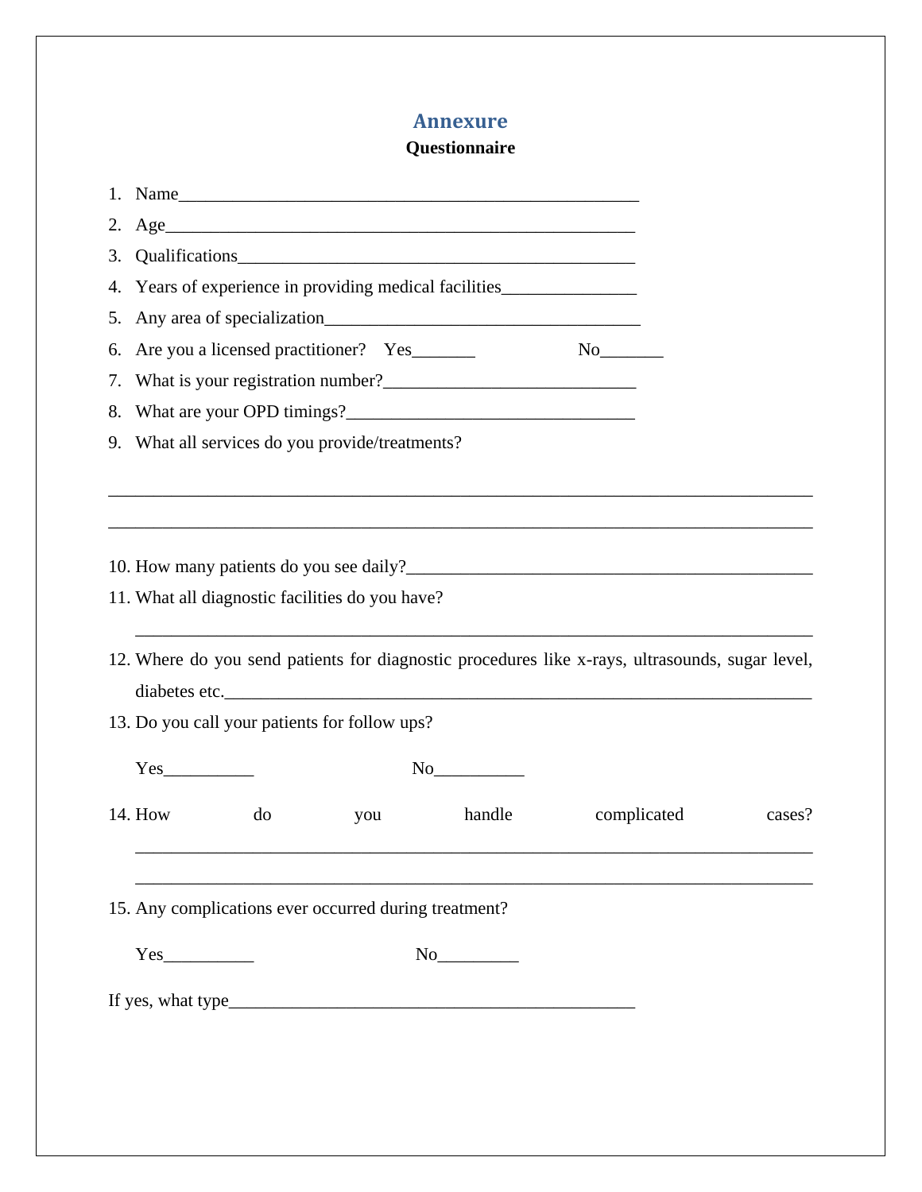# Annexure

**Questionnaire**

1. Name____________________________________________________
2. Age_____________________________________________________
3. Qualifications____________________________________________
4. Years of experience in providing medical facilities_______________
5. Any area of specialization___________________________________
6. Are you a licensed practitioner? Yes_______ No_______
7. What is your registration number?____________________________
8. What are your OPD timings?________________________________
9. What all services do you provide/treatments?

___________________________________________________________________________

___________________________________________________________________________

10. How many patients do you see daily?______________________________________
11. What all diagnostic facilities do you have?

    ________________________________________________________________________

12. Where do you send patients for diagnostic procedures like x-rays, ultrasounds, sugar level, diabetes etc.________________________________________________________________
13. Do you call your patients for follow ups?

    Yes__________ No__________

14. How do you handle complicated cases?

    ________________________________________________________________________

    ________________________________________________________________________

15. Any complications ever occurred during treatment?

    Yes__________ No_________

If yes, what type_______________________________________________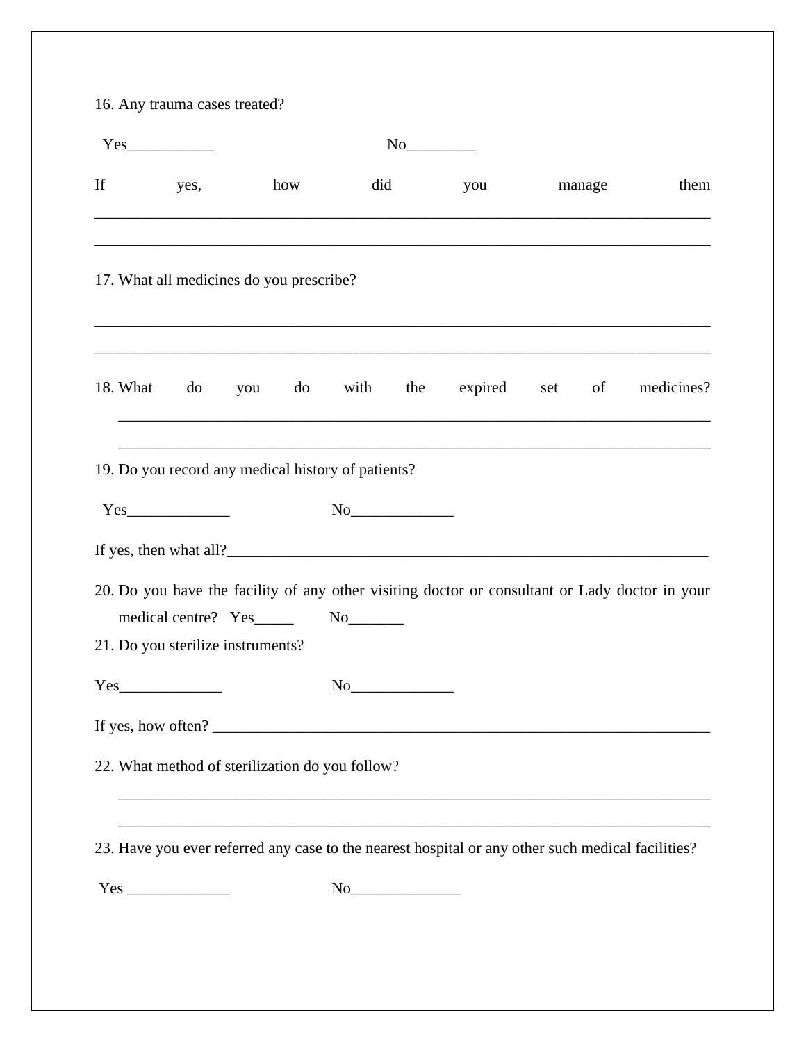16. Any trauma cases treated?

Yes___________ No_________

If yes, how did you manage them ___________________________________________________________________________

___________________________________________________________________________

17. What all medicines do you prescribe?

___________________________________________________________________________

___________________________________________________________________________

18. What do you do with the expired set of medicines? ___________________________________________________________________________

___________________________________________________________________________

19. Do you record any medical history of patients?

Yes_____________ No_____________

If yes, then what all?_________________________________________________________________

20. Do you have the facility of any other visiting doctor or consultant or Lady doctor in your medical centre? Yes_____ No_______

21. Do you sterilize instruments?

Yes_____________ No_____________

If yes, how often? ____________________________________________________________________

22. What method of sterilization do you follow?

___________________________________________________________________________

___________________________________________________________________________

23. Have you ever referred any case to the nearest hospital or any other such medical facilities?

Yes _____________ No______________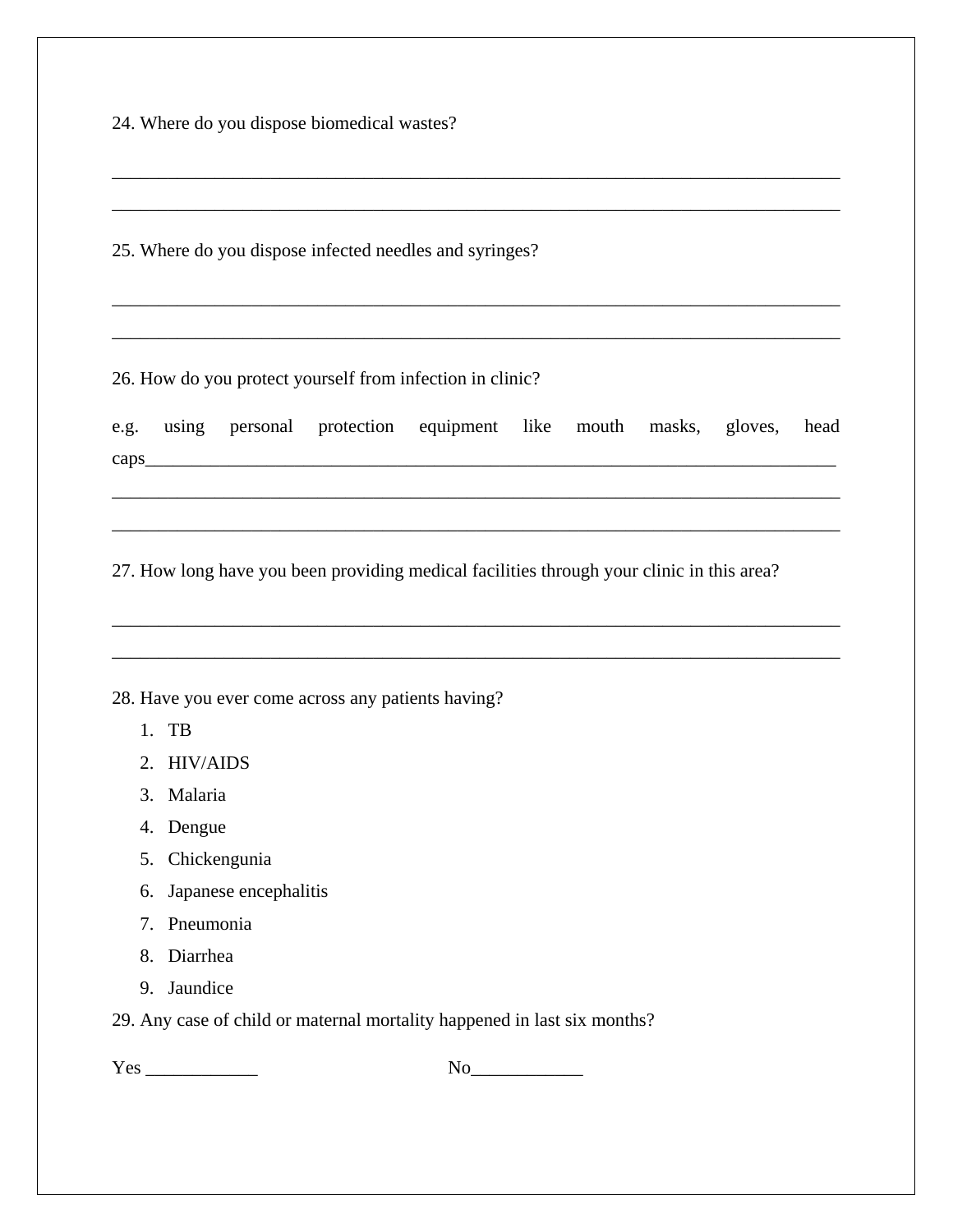24. Where do you dispose biomedical wastes?

______________________________________________________________________________

______________________________________________________________________________

25. Where do you dispose infected needles and syringes?

______________________________________________________________________________

______________________________________________________________________________

26. How do you protect yourself from infection in clinic?

e.g. using personal protection equipment like mouth masks, gloves, head caps______________________________________________________________________________

______________________________________________________________________________

______________________________________________________________________________

27. How long have you been providing medical facilities through your clinic in this area?

______________________________________________________________________________

______________________________________________________________________________

28. Have you ever come across any patients having?

1. TB
2. HIV/AIDS
3. Malaria
4. Dengue
5. Chickengunia
6. Japanese encephalitis
7. Pneumonia
8. Diarrhea
9. Jaundice

29. Any case of child or maternal mortality happened in last six months?

Yes ____________ No____________